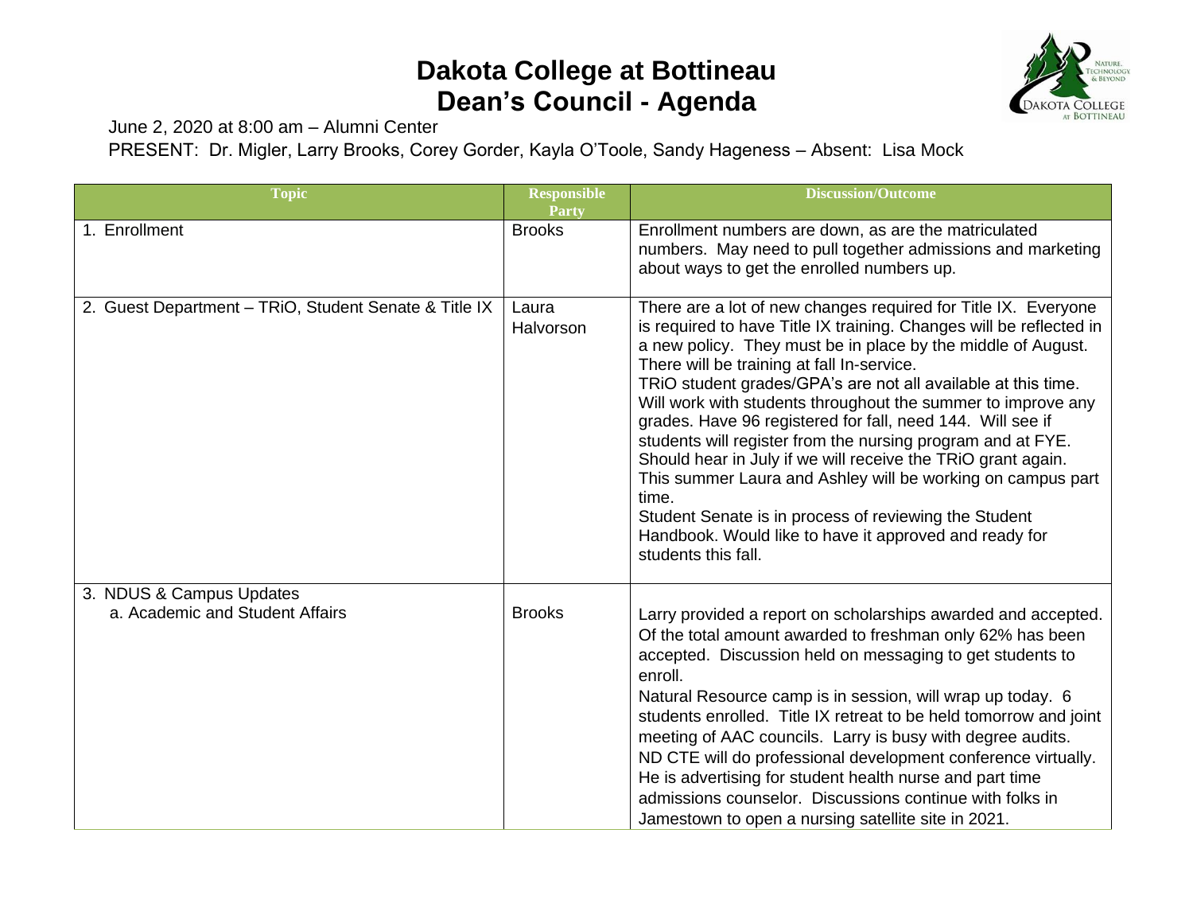# Dakota College at Bottineau
# Dean's Council - Agenda

June 2, 2020 at 8:00 am – Alumni Center

PRESENT: Dr. Migler, Larry Brooks, Corey Gorder, Kayla O'Toole, Sandy Hageness – Absent: Lisa Mock

| Topic | Responsible Party | Discussion/Outcome |
|---|---|---|
| 1. Enrollment | Brooks | Enrollment numbers are down, as are the matriculated numbers. May need to pull together admissions and marketing about ways to get the enrolled numbers up. |
| 2. Guest Department – TRiO, Student Senate & Title IX | Laura Halvorson | There are a lot of new changes required for Title IX. Everyone is required to have Title IX training. Changes will be reflected in a new policy. They must be in place by the middle of August. There will be training at fall In-service.<br>TRiO student grades/GPA's are not all available at this time. Will work with students throughout the summer to improve any grades. Have 96 registered for fall, need 144. Will see if students will register from the nursing program and at FYE. Should hear in July if we will receive the TRiO grant again. This summer Laura and Ashley will be working on campus part time.<br>Student Senate is in process of reviewing the Student Handbook. Would like to have it approved and ready for students this fall. |
| 3. NDUS & Campus Updates<br>a. Academic and Student Affairs | Brooks | Larry provided a report on scholarships awarded and accepted. Of the total amount awarded to freshman only 62% has been accepted. Discussion held on messaging to get students to enroll.<br>Natural Resource camp is in session, will wrap up today. 6 students enrolled. Title IX retreat to be held tomorrow and joint meeting of AAC councils. Larry is busy with degree audits. ND CTE will do professional development conference virtually. He is advertising for student health nurse and part time admissions counselor. Discussions continue with folks in Jamestown to open a nursing satellite site in 2021. |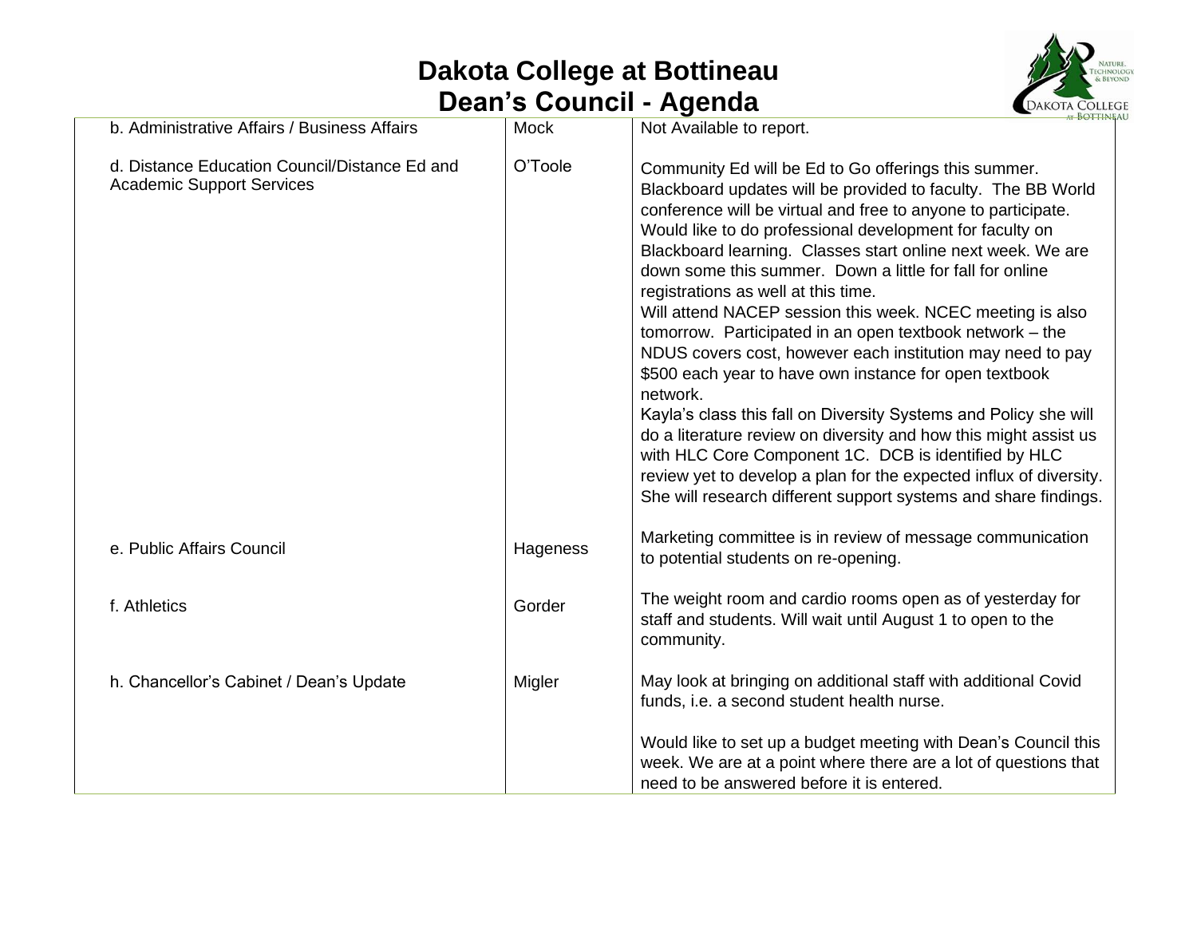# Dakota College at Bottineau
# Dean's Council - Agenda

| | | |
|---|---|---|
| b. Administrative Affairs / Business Affairs | Mock | Not Available to report. |
| d. Distance Education Council/Distance Ed and Academic Support Services | O'Toole | Community Ed will be Ed to Go offerings this summer. Blackboard updates will be provided to faculty. The BB World conference will be virtual and free to anyone to participate. Would like to do professional development for faculty on Blackboard learning. Classes start online next week. We are down some this summer. Down a little for fall for online registrations as well at this time.<br>Will attend NACEP session this week. NCEC meeting is also tomorrow. Participated in an open textbook network – the NDUS covers cost, however each institution may need to pay $500 each year to have own instance for open textbook network.<br>Kayla's class this fall on Diversity Systems and Policy she will do a literature review on diversity and how this might assist us with HLC Core Component 1C. DCB is identified by HLC review yet to develop a plan for the expected influx of diversity. She will research different support systems and share findings. |
| e. Public Affairs Council | Hageness | Marketing committee is in review of message communication to potential students on re-opening. |
| f. Athletics | Gorder | The weight room and cardio rooms open as of yesterday for staff and students. Will wait until August 1 to open to the community. |
| h. Chancellor's Cabinet / Dean's Update | Migler | May look at bringing on additional staff with additional Covid funds, i.e. a second student health nurse.<br><br>Would like to set up a budget meeting with Dean's Council this week. We are at a point where there are a lot of questions that need to be answered before it is entered. |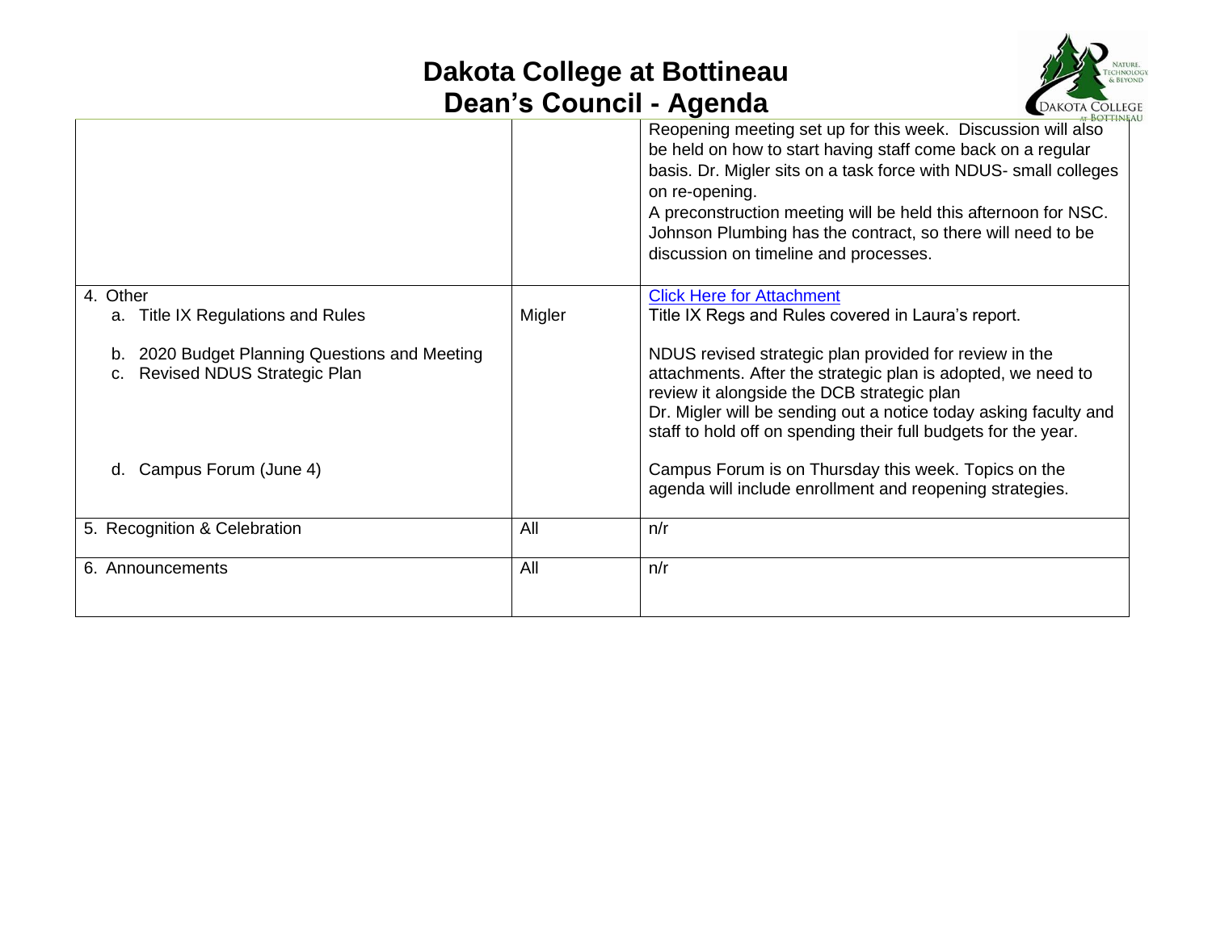# Dakota College at Bottineau
# Dean's Council - Agenda

| | | |
|---|---|---|
| | | Reopening meeting set up for this week. Discussion will also be held on how to start having staff come back on a regular basis. Dr. Migler sits on a task force with NDUS- small colleges on re-opening.<br>A preconstruction meeting will be held this afternoon for NSC. Johnson Plumbing has the contract, so there will need to be discussion on timeline and processes. |
| 4. Other<br>a. Title IX Regulations and Rules<br><br>b. 2020 Budget Planning Questions and Meeting<br>c. Revised NDUS Strategic Plan<br><br><br><br>d. Campus Forum (June 4) | Migler | Click Here for Attachment<br>Title IX Regs and Rules covered in Laura's report.<br><br>NDUS revised strategic plan provided for review in the attachments. After the strategic plan is adopted, we need to review it alongside the DCB strategic plan<br>Dr. Migler will be sending out a notice today asking faculty and staff to hold off on spending their full budgets for the year.<br><br>Campus Forum is on Thursday this week. Topics on the agenda will include enrollment and reopening strategies. |
| 5. Recognition & Celebration | All | n/r |
| 6. Announcements | All | n/r |